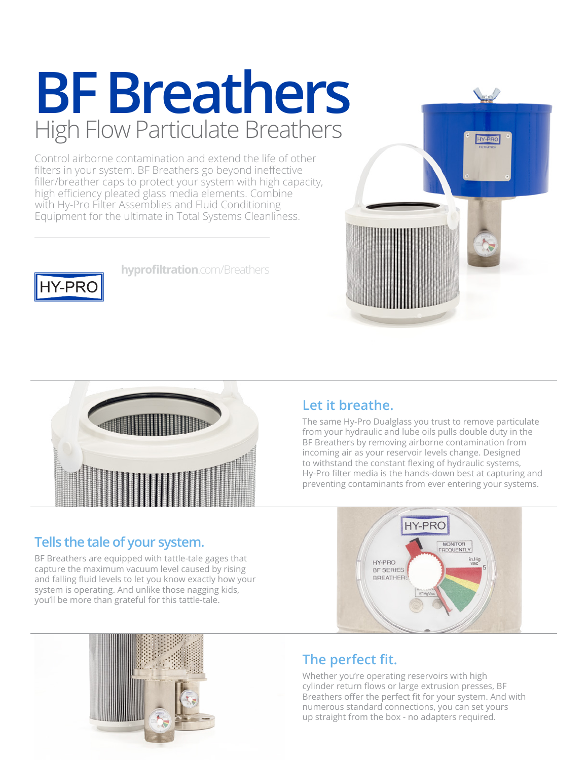# BF Breathers

## High Flow Particulate Breathers

Control airborne contamination and extend the life of other filters in your system. BF Breathers go beyond ineffective filler/breather caps to protect your system with high capacity, high efficiency pleated glass media elements. Combine with Hy-Pro Filter Assemblies and Fluid Conditioning Equipment for the ultimate in Total Systems Cleanliness.

HY-PRO

**hyprofiltration**.com/Breathers

### Let it breathe.

The same Hy-Pro Dualglass you trust to remove particulate from your hydraulic and lube oils pulls double duty in the BF Breathers by removing airborne contamination from incoming air as your reservoir levels change. Designed to withstand the constant flexing of hydraulic systems, Hy-Pro filter media is the hands-down best at capturing and preventing contaminants from ever entering your systems.

### Tells the tale of your system.

BF Breathers are equipped with tattle-tale gages that capture the maximum vacuum level caused by rising and falling fluid levels to let you know exactly how your system is operating. And unlike those nagging kids, you'll be more than grateful for this tattle-tale.

### The perfect fit.

Whether you're operating reservoirs with high cylinder return flows or large extrusion presses, BF Breathers offer the perfect fit for your system. And with numerous standard connections, you can set yours up straight from the box - no adapters required.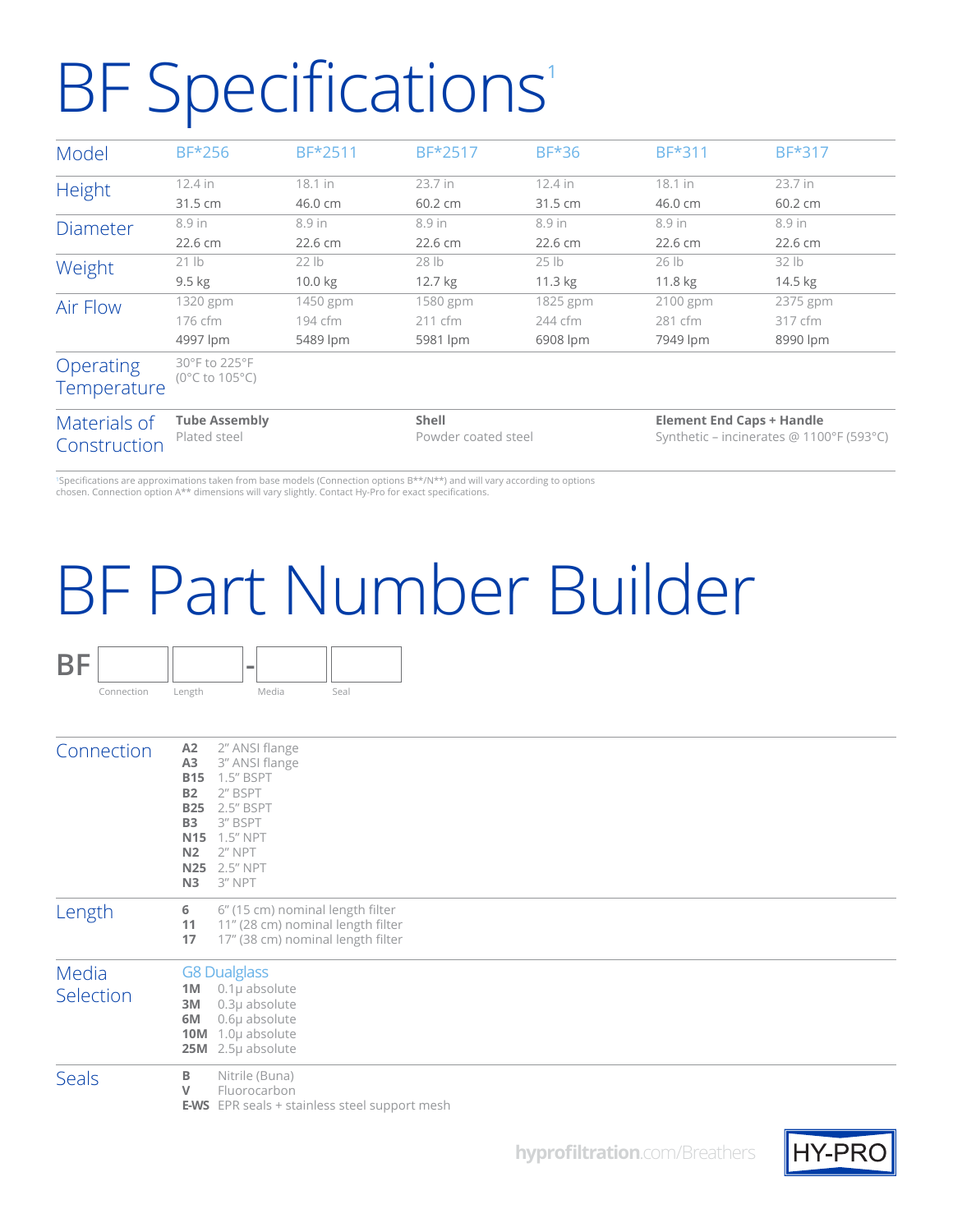# BF Specifications[1]

| Model | BF*256 | BF*2511 | BF*2517 | BF*36 | BF*311 | BF*317 |
|---|---|---|---|---|---|---|
| Height | 12.4 in<br>31.5 cm | 18.1 in<br>46.0 cm | 23.7 in<br>60.2 cm | 12.4 in<br>31.5 cm | 18.1 in<br>46.0 cm | 23.7 in<br>60.2 cm |
| Diameter | 8.9 in<br>22.6 cm | 8.9 in<br>22.6 cm | 8.9 in<br>22.6 cm | 8.9 in<br>22.6 cm | 8.9 in<br>22.6 cm | 8.9 in<br>22.6 cm |
| Weight | 21 lb<br>9.5 kg | 22 lb<br>10.0 kg | 28 lb<br>12.7 kg | 25 lb<br>11.3 kg | 26 lb<br>11.8 kg | 32 lb<br>14.5 kg |
| Air Flow | 1320 gpm<br>176 cfm<br>4997 lpm | 1450 gpm<br>194 cfm<br>5489 lpm | 1580 gpm<br>211 cfm<br>5981 lpm | 1825 gpm<br>244 cfm<br>6908 lpm | 2100 gpm<br>281 cfm<br>7949 lpm | 2375 gpm<br>317 cfm<br>8990 lpm |
| Operating Temperature | 30°F to 225°F<br>(0°C to 105°C) | | | | | |
| Materials of Construction | **Tube Assembly**<br>Plated steel | | **Shell**<br>Powder coated steel | | **Element End Caps + Handle**<br>Synthetic – incinerates @ 1100°F (593°C) | |

[1]Specifications are approximations taken from base models (Connection options B**/N**) and will vary according to options chosen. Connection option A** dimensions will vary slightly. Contact Hy-Pro for exact specifications.

# BF Part Number Builder

BF [Connection] [Length] - [Media] [Seal]

## Connection

- **A2** 2" ANSI flange
- **A3** 3" ANSI flange
- **B15** 1.5" BSPT
- **B2** 2" BSPT
- **B25** 2.5" BSPT
- **B3** 3" BSPT
- **N15** 1.5" NPT
- **N2** 2" NPT
- **N25** 2.5" NPT
- **N3** 3" NPT

## Length

- **6** 6" (15 cm) nominal length filter
- **11** 11" (28 cm) nominal length filter
- **17** 17" (38 cm) nominal length filter

## Media Selection

G8 Dualglass

- **1M** 0.1μ absolute
- **3M** 0.3μ absolute
- **6M** 0.6μ absolute
- **10M** 1.0μ absolute
- **25M** 2.5μ absolute

## Seals

- **B** Nitrile (Buna)
- **V** Fluorocarbon
- **E-WS** EPR seals + stainless steel support mesh

hyprofiltration.com/Breathers

HY-PRO